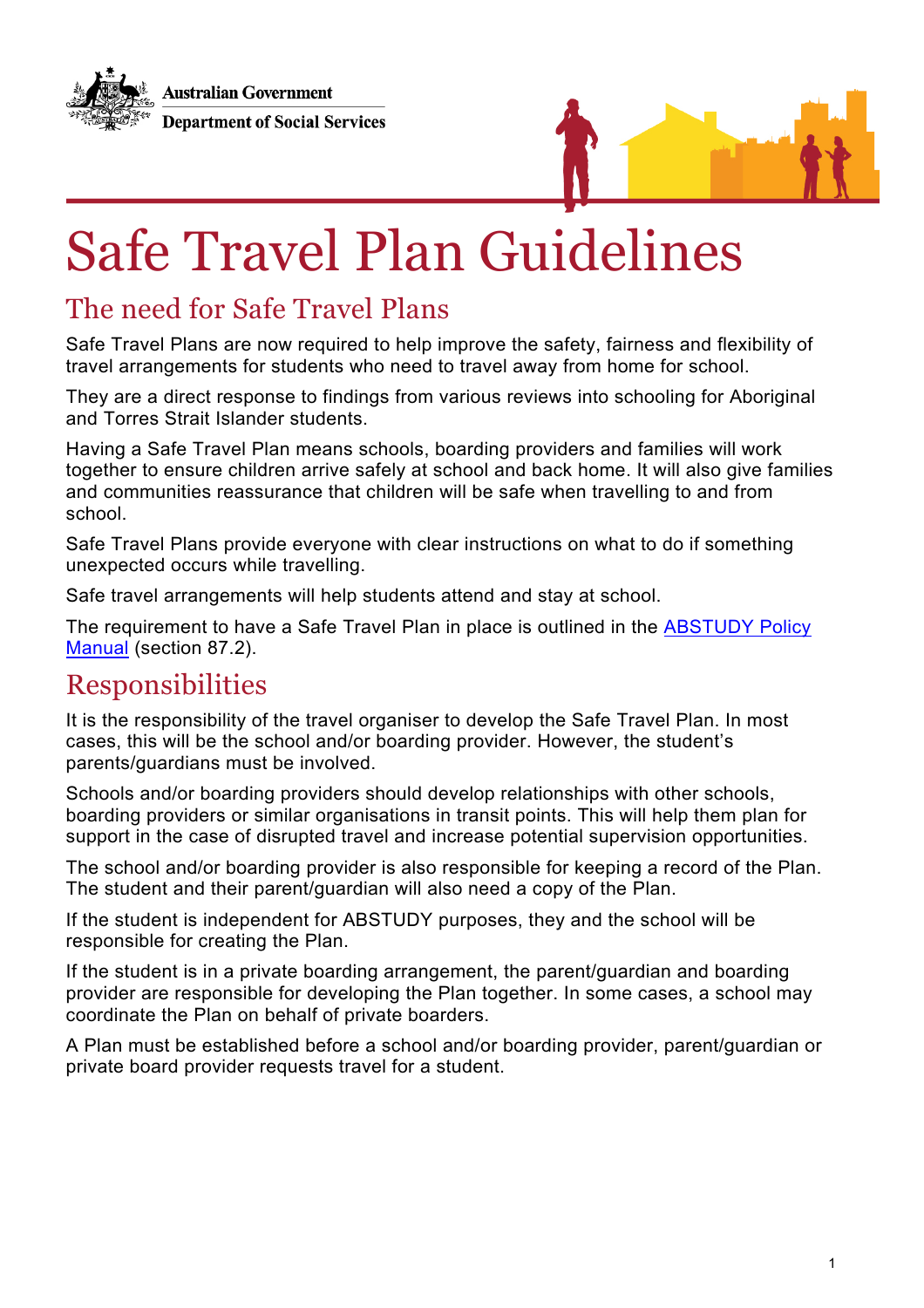Australian Government

Department of Social Services

# Safe Travel Plan Guidelines

## The need for Safe Travel Plans

Safe Travel Plans are now required to help improve the safety, fairness and flexibility of travel arrangements for students who need to travel away from home for school.

They are a direct response to findings from various reviews into schooling for Aboriginal and Torres Strait Islander students.

Having a Safe Travel Plan means schools, boarding providers and families will work together to ensure children arrive safely at school and back home. It will also give families and communities reassurance that children will be safe when travelling to and from school.

Safe Travel Plans provide everyone with clear instructions on what to do if something unexpected occurs while travelling.

Safe travel arrangements will help students attend and stay at school.

The requirement to have a Safe Travel Plan in place is outlined in the ABSTUDY Policy Manual (section 87.2).

## Responsibilities

It is the responsibility of the travel organiser to develop the Safe Travel Plan. In most cases, this will be the school and/or boarding provider. However, the student's parents/guardians must be involved.

Schools and/or boarding providers should develop relationships with other schools, boarding providers or similar organisations in transit points. This will help them plan for support in the case of disrupted travel and increase potential supervision opportunities.

The school and/or boarding provider is also responsible for keeping a record of the Plan. The student and their parent/guardian will also need a copy of the Plan.

If the student is independent for ABSTUDY purposes, they and the school will be responsible for creating the Plan.

If the student is in a private boarding arrangement, the parent/guardian and boarding provider are responsible for developing the Plan together. In some cases, a school may coordinate the Plan on behalf of private boarders.

A Plan must be established before a school and/or boarding provider, parent/guardian or private board provider requests travel for a student.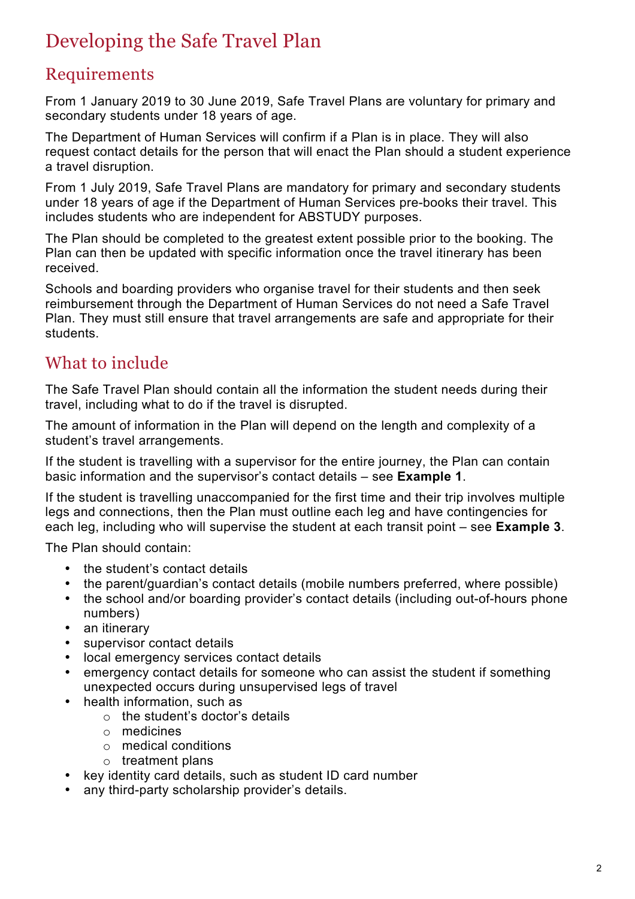# Developing the Safe Travel Plan

## Requirements

From 1 January 2019 to 30 June 2019, Safe Travel Plans are voluntary for primary and secondary students under 18 years of age.

The Department of Human Services will confirm if a Plan is in place. They will also request contact details for the person that will enact the Plan should a student experience a travel disruption.

From 1 July 2019, Safe Travel Plans are mandatory for primary and secondary students under 18 years of age if the Department of Human Services pre-books their travel. This includes students who are independent for ABSTUDY purposes.

The Plan should be completed to the greatest extent possible prior to the booking. The Plan can then be updated with specific information once the travel itinerary has been received.

Schools and boarding providers who organise travel for their students and then seek reimbursement through the Department of Human Services do not need a Safe Travel Plan. They must still ensure that travel arrangements are safe and appropriate for their students.

## What to include

The Safe Travel Plan should contain all the information the student needs during their travel, including what to do if the travel is disrupted.

The amount of information in the Plan will depend on the length and complexity of a student's travel arrangements.

If the student is travelling with a supervisor for the entire journey, the Plan can contain basic information and the supervisor's contact details – see **Example 1**.

If the student is travelling unaccompanied for the first time and their trip involves multiple legs and connections, then the Plan must outline each leg and have contingencies for each leg, including who will supervise the student at each transit point – see **Example 3**.

The Plan should contain:

- the student's contact details
- the parent/guardian's contact details (mobile numbers preferred, where possible)
- the school and/or boarding provider's contact details (including out-of-hours phone numbers)
- an itinerary
- supervisor contact details
- local emergency services contact details
- emergency contact details for someone who can assist the student if something unexpected occurs during unsupervised legs of travel
- health information, such as
  - the student's doctor's details
  - medicines
  - medical conditions
  - treatment plans
- key identity card details, such as student ID card number
- any third-party scholarship provider's details.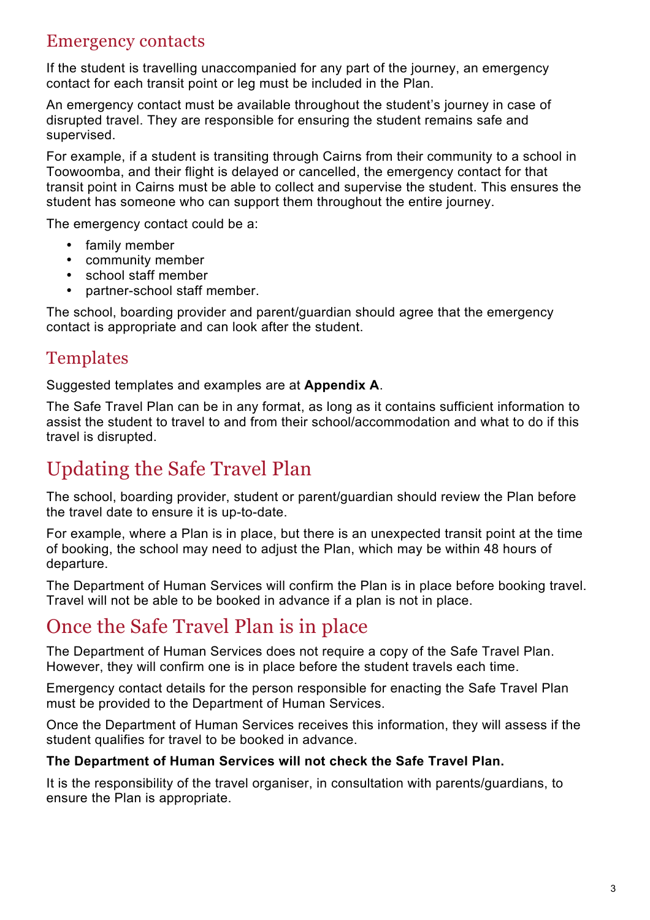## Emergency contacts

If the student is travelling unaccompanied for any part of the journey, an emergency contact for each transit point or leg must be included in the Plan.

An emergency contact must be available throughout the student's journey in case of disrupted travel. They are responsible for ensuring the student remains safe and supervised.

For example, if a student is transiting through Cairns from their community to a school in Toowoomba, and their flight is delayed or cancelled, the emergency contact for that transit point in Cairns must be able to collect and supervise the student. This ensures the student has someone who can support them throughout the entire journey.

The emergency contact could be a:

- family member
- community member
- school staff member
- partner-school staff member.

The school, boarding provider and parent/guardian should agree that the emergency contact is appropriate and can look after the student.

## Templates

Suggested templates and examples are at **Appendix A**.

The Safe Travel Plan can be in any format, as long as it contains sufficient information to assist the student to travel to and from their school/accommodation and what to do if this travel is disrupted.

# Updating the Safe Travel Plan

The school, boarding provider, student or parent/guardian should review the Plan before the travel date to ensure it is up-to-date.

For example, where a Plan is in place, but there is an unexpected transit point at the time of booking, the school may need to adjust the Plan, which may be within 48 hours of departure.

The Department of Human Services will confirm the Plan is in place before booking travel. Travel will not be able to be booked in advance if a plan is not in place.

# Once the Safe Travel Plan is in place

The Department of Human Services does not require a copy of the Safe Travel Plan. However, they will confirm one is in place before the student travels each time.

Emergency contact details for the person responsible for enacting the Safe Travel Plan must be provided to the Department of Human Services.

Once the Department of Human Services receives this information, they will assess if the student qualifies for travel to be booked in advance.

**The Department of Human Services will not check the Safe Travel Plan.**

It is the responsibility of the travel organiser, in consultation with parents/guardians, to ensure the Plan is appropriate.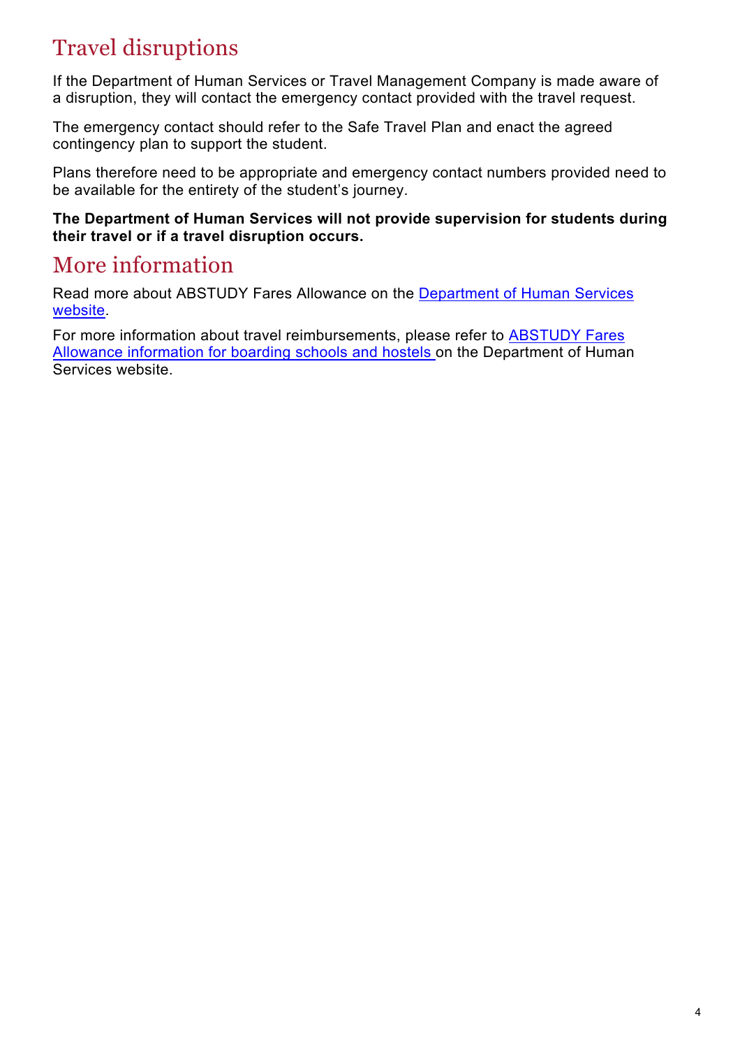# Travel disruptions

If the Department of Human Services or Travel Management Company is made aware of a disruption, they will contact the emergency contact provided with the travel request.

The emergency contact should refer to the Safe Travel Plan and enact the agreed contingency plan to support the student.

Plans therefore need to be appropriate and emergency contact numbers provided need to be available for the entirety of the student's journey.

**The Department of Human Services will not provide supervision for students during their travel or if a travel disruption occurs.**

# More information

Read more about ABSTUDY Fares Allowance on the Department of Human Services website.

For more information about travel reimbursements, please refer to ABSTUDY Fares Allowance information for boarding schools and hostels on the Department of Human Services website.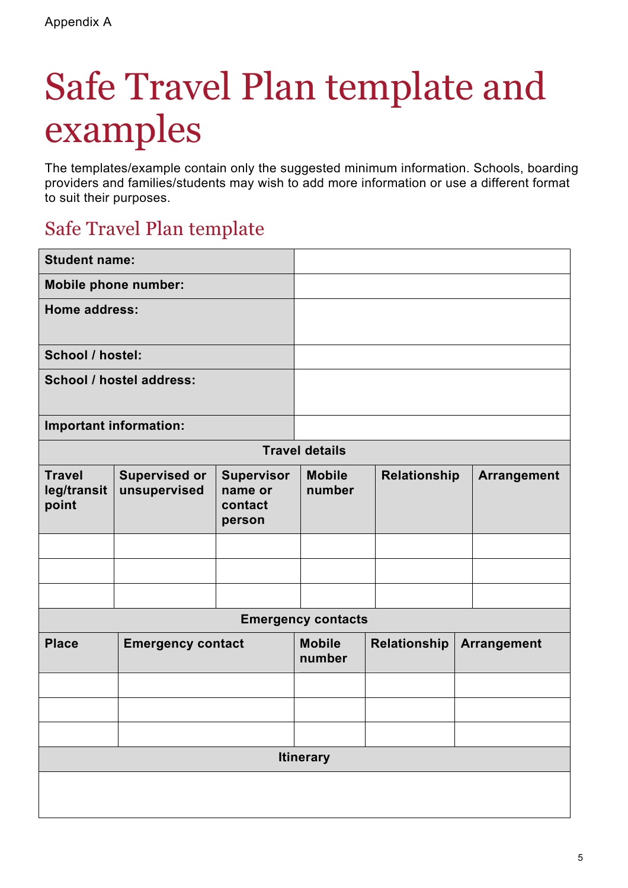Appendix A

# Safe Travel Plan template and examples

The templates/example contain only the suggested minimum information. Schools, boarding providers and families/students may wish to add more information or use a different format to suit their purposes.

## Safe Travel Plan template

| | |
|---|---|
| **Student name:** | |
| **Mobile phone number:** | |
| **Home address:** | |
| **School / hostel:** | |
| **School / hostel address:** | |
| **Important information:** | |

**Travel details**

| Travel leg/transit point | Supervised or unsupervised | Supervisor name or contact person | Mobile number | Relationship | Arrangement |
|---|---|---|---|---|---|
| | | | | | |
| | | | | | |
| | | | | | |

**Emergency contacts**

| Place | Emergency contact | Mobile number | Relationship | Arrangement |
|---|---|---|---|---|
| | | | | |
| | | | | |
| | | | | |

**Itinerary**

| |
|---|
| |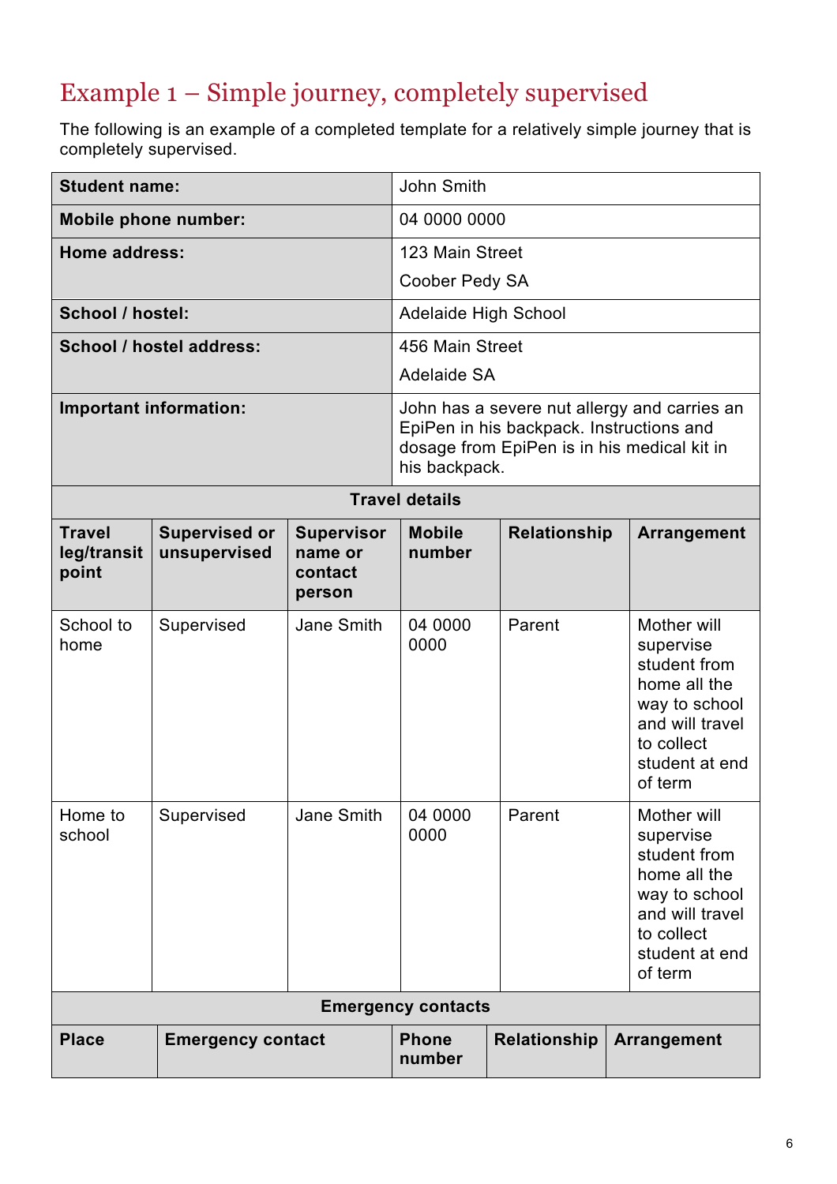# Example 1 – Simple journey, completely supervised

The following is an example of a completed template for a relatively simple journey that is completely supervised.

| **Student name:** | John Smith |
|---|---|
| **Mobile phone number:** | 04 0000 0000 |
| **Home address:** | 123 Main Street<br>Coober Pedy SA |
| **School / hostel:** | Adelaide High School |
| **School / hostel address:** | 456 Main Street<br>Adelaide SA |
| **Important information:** | John has a severe nut allergy and carries an EpiPen in his backpack. Instructions and dosage from EpiPen is in his medical kit in his backpack. |

**Travel details**

| Travel leg/transit point | Supervised or unsupervised | Supervisor name or contact person | Mobile number | Relationship | Arrangement |
|---|---|---|---|---|---|
| School to home | Supervised | Jane Smith | 04 0000 0000 | Parent | Mother will supervise student from home all the way to school and will travel to collect student at end of term |
| Home to school | Supervised | Jane Smith | 04 0000 0000 | Parent | Mother will supervise student from home all the way to school and will travel to collect student at end of term |

**Emergency contacts**

| Place | Emergency contact | Phone number | Relationship | Arrangement |
|---|---|---|---|---|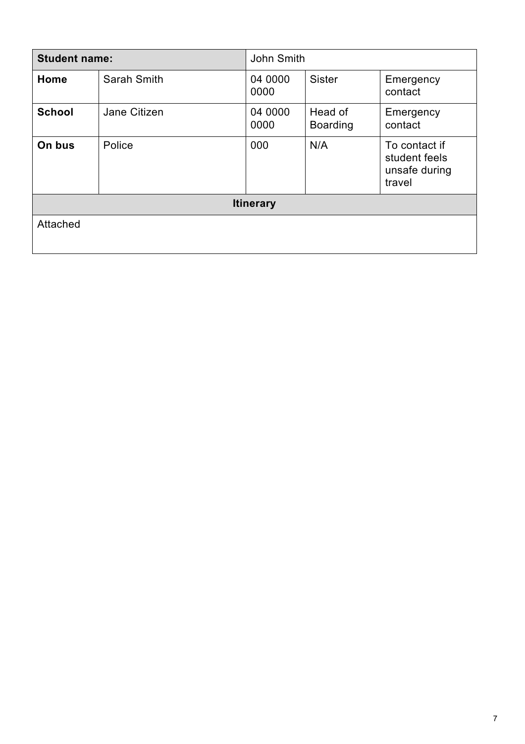| **Student name:** | | John Smith | | |
|---|---|---|---|---|
| **Home** | Sarah Smith | 04 0000 0000 | Sister | Emergency contact |
| **School** | Jane Citizen | 04 0000 0000 | Head of Boarding | Emergency contact |
| **On bus** | Police | 000 | N/A | To contact if student feels unsafe during travel |
| | | **Itinerary** | | |
| Attached | | | | |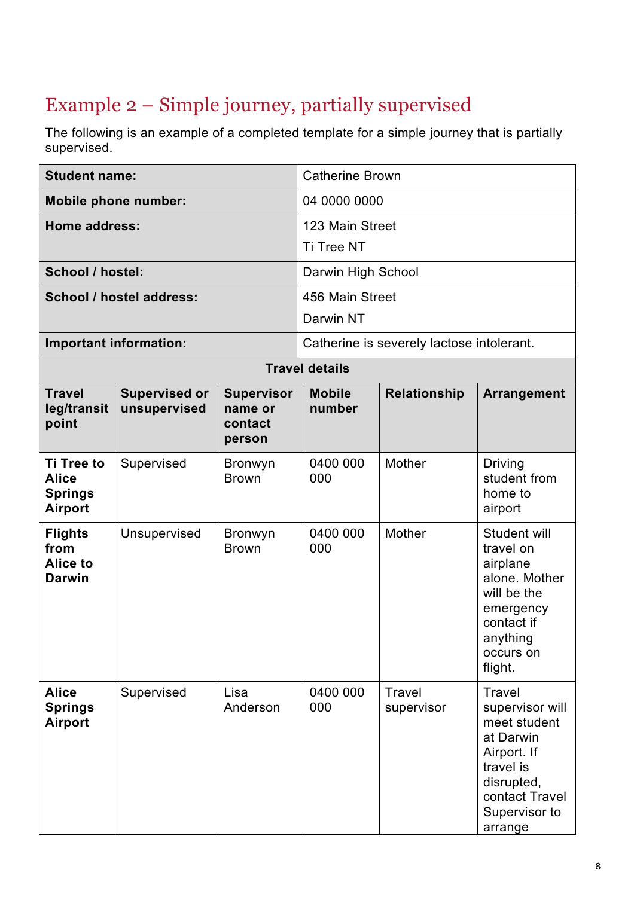## Example 2 – Simple journey, partially supervised

The following is an example of a completed template for a simple journey that is partially supervised.

| **Student name:** | Catherine Brown |
|---|---|
| **Mobile phone number:** | 04 0000 0000 |
| **Home address:** | 123 Main Street<br>Ti Tree NT |
| **School / hostel:** | Darwin High School |
| **School / hostel address:** | 456 Main Street<br>Darwin NT |
| **Important information:** | Catherine is severely lactose intolerant. |

**Travel details**

| Travel leg/transit point | Supervised or unsupervised | Supervisor name or contact person | Mobile number | Relationship | Arrangement |
|---|---|---|---|---|---|
| **Ti Tree to Alice Springs Airport** | Supervised | Bronwyn Brown | 0400 000 000 | Mother | Driving student from home to airport |
| **Flights from Alice to Darwin** | Unsupervised | Bronwyn Brown | 0400 000 000 | Mother | Student will travel on airplane alone. Mother will be the emergency contact if anything occurs on flight. |
| **Alice Springs Airport** | Supervised | Lisa Anderson | 0400 000 000 | Travel supervisor | Travel supervisor will meet student at Darwin Airport. If travel is disrupted, contact Travel Supervisor to arrange |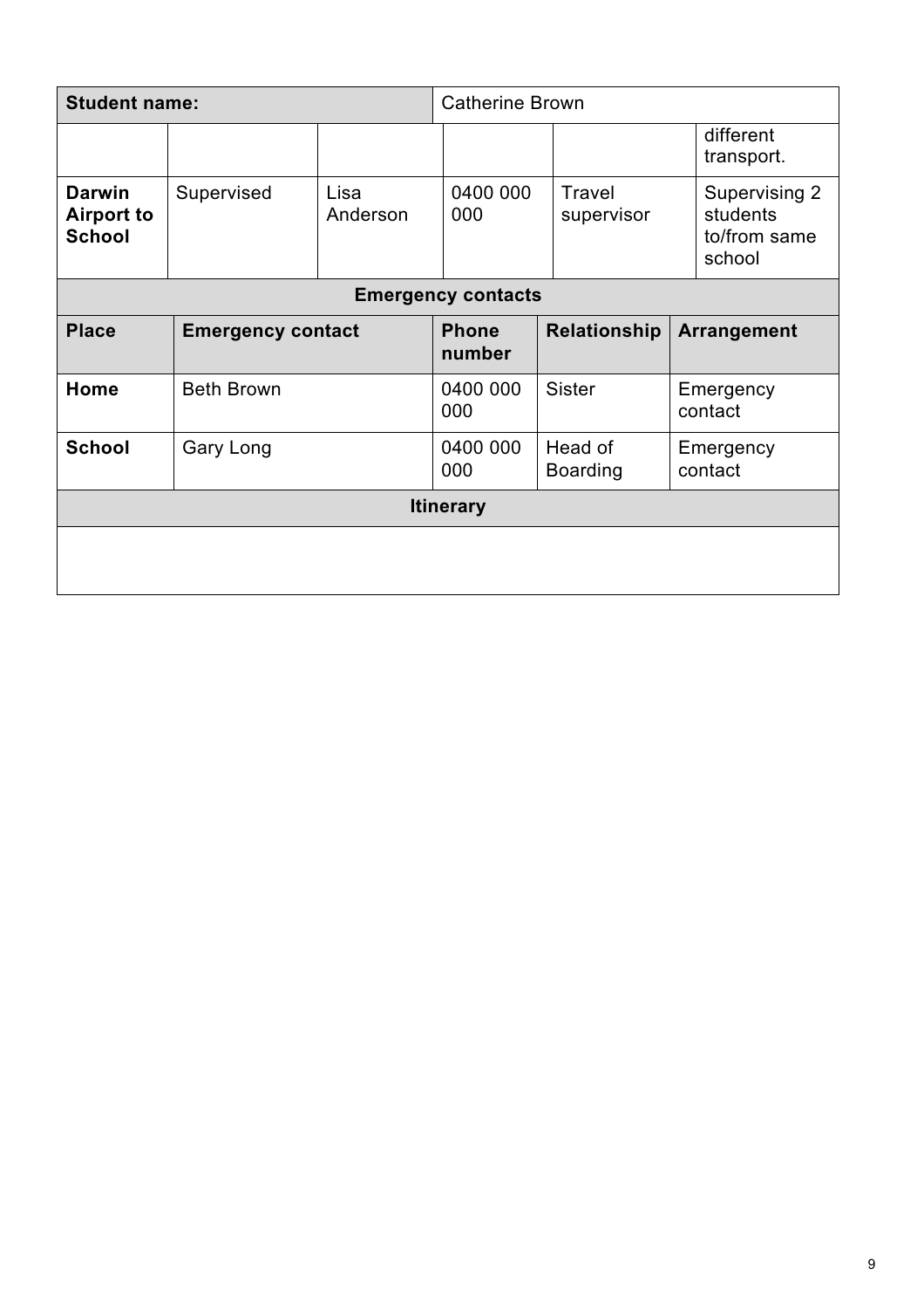| Student name: | | | Catherine Brown | | |
|---|---|---|---|---|---|
| | | | | | different transport. |
| **Darwin Airport to School** | Supervised | Lisa Anderson | 0400 000 000 | Travel supervisor | Supervising 2 students to/from same school |

| Emergency contacts | | | | |
|---|---|---|---|---|
| **Place** | **Emergency contact** | **Phone number** | **Relationship** | **Arrangement** |
| **Home** | Beth Brown | 0400 000 000 | Sister | Emergency contact |
| **School** | Gary Long | 0400 000 000 | Head of Boarding | Emergency contact |

| Itinerary |
|---|
| |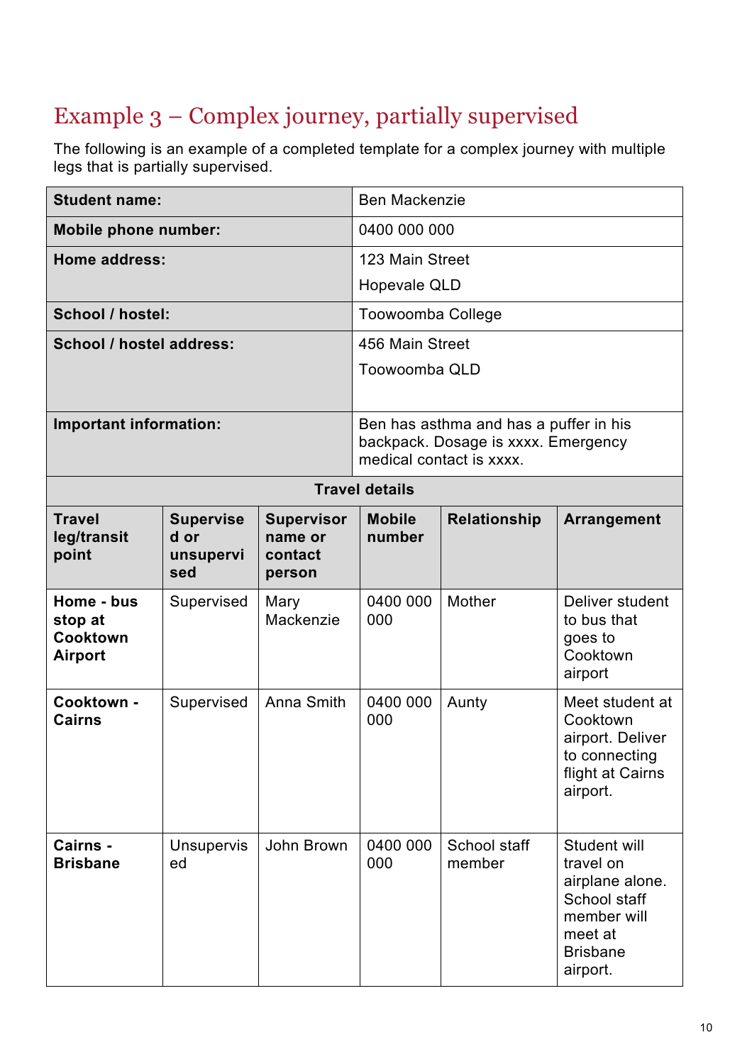## Example 3 – Complex journey, partially supervised

The following is an example of a completed template for a complex journey with multiple legs that is partially supervised.

| **Student name:** | Ben Mackenzie |
|---|---|
| **Mobile phone number:** | 0400 000 000 |
| **Home address:** | 123 Main Street<br>Hopevale QLD |
| **School / hostel:** | Toowoomba College |
| **School / hostel address:** | 456 Main Street<br>Toowoomba QLD |
| **Important information:** | Ben has asthma and has a puffer in his backpack. Dosage is xxxx. Emergency medical contact is xxxx. |

**Travel details**

| Travel leg/transit point | Supervised or unsupervised | Supervisor name or contact person | Mobile number | Relationship | Arrangement |
|---|---|---|---|---|---|
| **Home - bus stop at Cooktown Airport** | Supervised | Mary Mackenzie | 0400 000 000 | Mother | Deliver student to bus that goes to Cooktown airport |
| **Cooktown - Cairns** | Supervised | Anna Smith | 0400 000 000 | Aunty | Meet student at Cooktown airport. Deliver to connecting flight at Cairns airport. |
| **Cairns - Brisbane** | Unsupervised | John Brown | 0400 000 000 | School staff member | Student will travel on airplane alone. School staff member will meet at Brisbane airport. |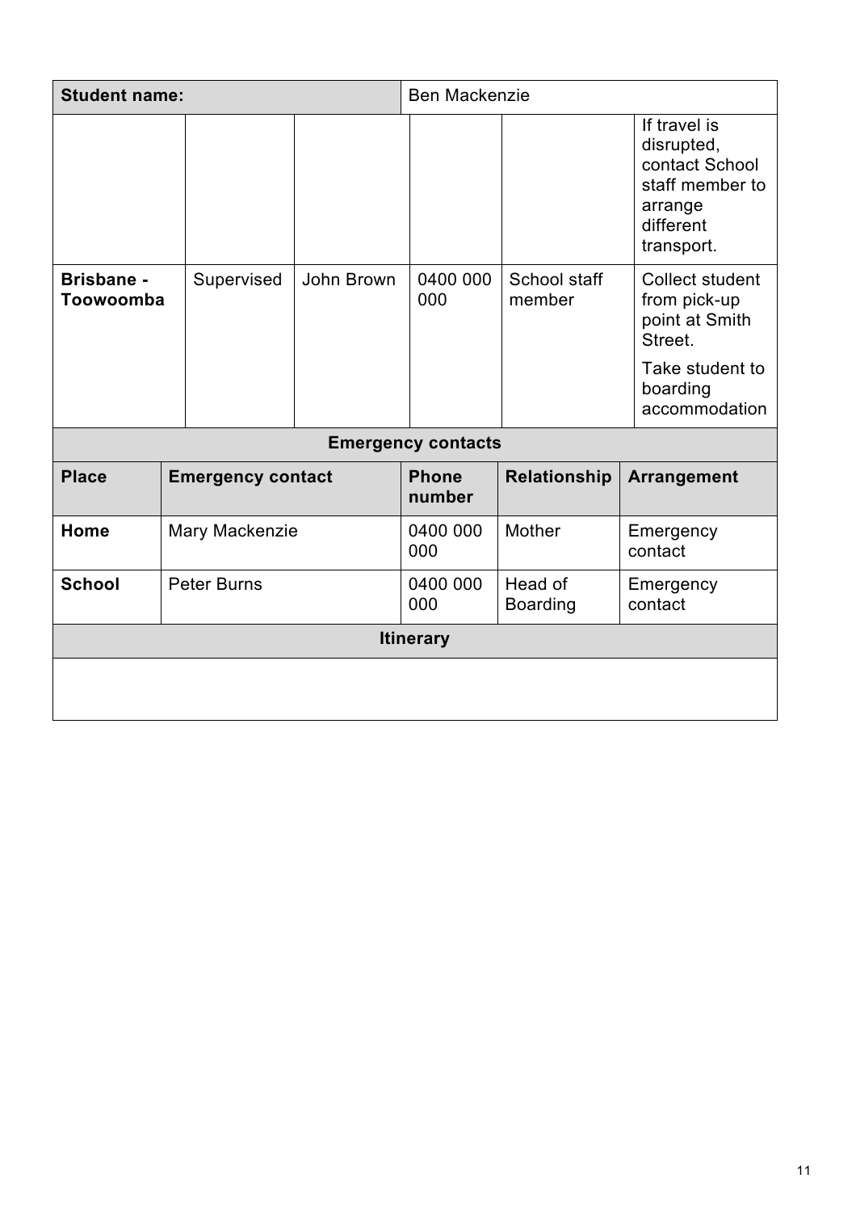| Student name: | | | Ben Mackenzie | | |
|---|---|---|---|---|---|
| | | | | | If travel is disrupted, contact School staff member to arrange different transport. |
| **Brisbane - Toowoomba** | Supervised | John Brown | 0400 000 000 | School staff member | Collect student from pick-up point at Smith Street.<br>Take student to boarding accommodation |

| Emergency contacts | | | | |
|---|---|---|---|---|
| **Place** | **Emergency contact** | **Phone number** | **Relationship** | **Arrangement** |
| **Home** | Mary Mackenzie | 0400 000 000 | Mother | Emergency contact |
| **School** | Peter Burns | 0400 000 000 | Head of Boarding | Emergency contact |

| Itinerary |
|---|
| |